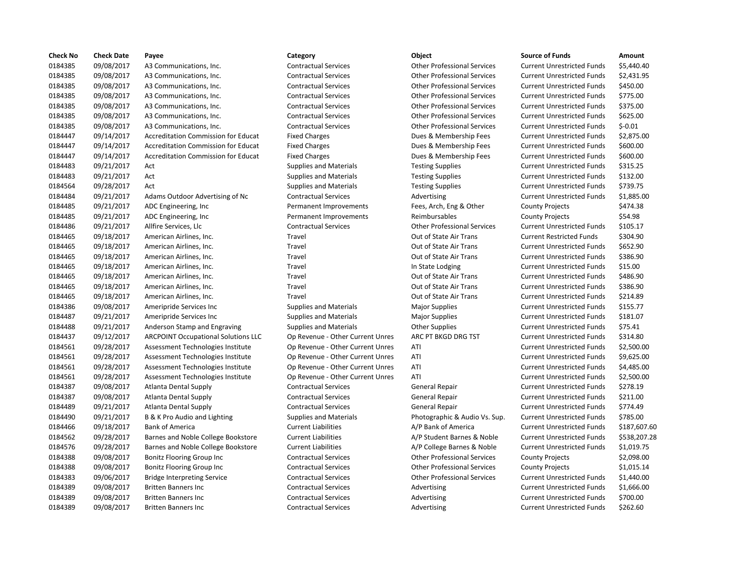| Check No | Check Date | Payee | Category | Object | Source of Funds | Amount |
|---|---|---|---|---|---|---|
| 0184385 | 09/08/2017 | A3 Communications, Inc. | Contractual Services | Other Professional Services | Current Unrestricted Funds | $5,440.40 |
| 0184385 | 09/08/2017 | A3 Communications, Inc. | Contractual Services | Other Professional Services | Current Unrestricted Funds | $2,431.95 |
| 0184385 | 09/08/2017 | A3 Communications, Inc. | Contractual Services | Other Professional Services | Current Unrestricted Funds | $450.00 |
| 0184385 | 09/08/2017 | A3 Communications, Inc. | Contractual Services | Other Professional Services | Current Unrestricted Funds | $775.00 |
| 0184385 | 09/08/2017 | A3 Communications, Inc. | Contractual Services | Other Professional Services | Current Unrestricted Funds | $375.00 |
| 0184385 | 09/08/2017 | A3 Communications, Inc. | Contractual Services | Other Professional Services | Current Unrestricted Funds | $625.00 |
| 0184385 | 09/08/2017 | A3 Communications, Inc. | Contractual Services | Other Professional Services | Current Unrestricted Funds | $-0.01 |
| 0184447 | 09/14/2017 | Accreditation Commission for Educat | Fixed Charges | Dues & Membership Fees | Current Unrestricted Funds | $2,875.00 |
| 0184447 | 09/14/2017 | Accreditation Commission for Educat | Fixed Charges | Dues & Membership Fees | Current Unrestricted Funds | $600.00 |
| 0184447 | 09/14/2017 | Accreditation Commission for Educat | Fixed Charges | Dues & Membership Fees | Current Unrestricted Funds | $600.00 |
| 0184483 | 09/21/2017 | Act | Supplies and Materials | Testing Supplies | Current Unrestricted Funds | $315.25 |
| 0184483 | 09/21/2017 | Act | Supplies and Materials | Testing Supplies | Current Unrestricted Funds | $132.00 |
| 0184564 | 09/28/2017 | Act | Supplies and Materials | Testing Supplies | Current Unrestricted Funds | $739.75 |
| 0184484 | 09/21/2017 | Adams Outdoor Advertising of Nc | Contractual Services | Advertising | Current Unrestricted Funds | $1,885.00 |
| 0184485 | 09/21/2017 | ADC Engineering, Inc | Permanent Improvements | Fees, Arch, Eng & Other | County Projects | $474.38 |
| 0184485 | 09/21/2017 | ADC Engineering, Inc | Permanent Improvements | Reimbursables | County Projects | $54.98 |
| 0184486 | 09/21/2017 | Allfire Services, Llc | Contractual Services | Other Professional Services | Current Unrestricted Funds | $105.17 |
| 0184465 | 09/18/2017 | American Airlines, Inc. | Travel | Out of State Air Trans | Current Restricted Funds | $304.90 |
| 0184465 | 09/18/2017 | American Airlines, Inc. | Travel | Out of State Air Trans | Current Unrestricted Funds | $652.90 |
| 0184465 | 09/18/2017 | American Airlines, Inc. | Travel | Out of State Air Trans | Current Unrestricted Funds | $386.90 |
| 0184465 | 09/18/2017 | American Airlines, Inc. | Travel | In State Lodging | Current Unrestricted Funds | $15.00 |
| 0184465 | 09/18/2017 | American Airlines, Inc. | Travel | Out of State Air Trans | Current Unrestricted Funds | $486.90 |
| 0184465 | 09/18/2017 | American Airlines, Inc. | Travel | Out of State Air Trans | Current Unrestricted Funds | $386.90 |
| 0184465 | 09/18/2017 | American Airlines, Inc. | Travel | Out of State Air Trans | Current Unrestricted Funds | $214.89 |
| 0184386 | 09/08/2017 | Ameripride Services Inc | Supplies and Materials | Major Supplies | Current Unrestricted Funds | $155.77 |
| 0184487 | 09/21/2017 | Ameripride Services Inc | Supplies and Materials | Major Supplies | Current Unrestricted Funds | $181.07 |
| 0184488 | 09/21/2017 | Anderson Stamp and Engraving | Supplies and Materials | Other Supplies | Current Unrestricted Funds | $75.41 |
| 0184437 | 09/12/2017 | ARCPOINT Occupational Solutions LLC | Op Revenue - Other Current Unres | ARC PT BKGD DRG TST | Current Unrestricted Funds | $314.80 |
| 0184561 | 09/28/2017 | Assessment Technologies Institute | Op Revenue - Other Current Unres | ATI | Current Unrestricted Funds | $2,500.00 |
| 0184561 | 09/28/2017 | Assessment Technologies Institute | Op Revenue - Other Current Unres | ATI | Current Unrestricted Funds | $9,625.00 |
| 0184561 | 09/28/2017 | Assessment Technologies Institute | Op Revenue - Other Current Unres | ATI | Current Unrestricted Funds | $4,485.00 |
| 0184561 | 09/28/2017 | Assessment Technologies Institute | Op Revenue - Other Current Unres | ATI | Current Unrestricted Funds | $2,500.00 |
| 0184387 | 09/08/2017 | Atlanta Dental Supply | Contractual Services | General Repair | Current Unrestricted Funds | $278.19 |
| 0184387 | 09/08/2017 | Atlanta Dental Supply | Contractual Services | General Repair | Current Unrestricted Funds | $211.00 |
| 0184489 | 09/21/2017 | Atlanta Dental Supply | Contractual Services | General Repair | Current Unrestricted Funds | $774.49 |
| 0184490 | 09/21/2017 | B & K Pro Audio and Lighting | Supplies and Materials | Photographic & Audio Vs. Sup. | Current Unrestricted Funds | $785.00 |
| 0184466 | 09/18/2017 | Bank of America | Current Liabilities | A/P Bank of America | Current Unrestricted Funds | $187,607.60 |
| 0184562 | 09/28/2017 | Barnes and Noble College Bookstore | Current Liabilities | A/P Student Barnes & Noble | Current Unrestricted Funds | $538,207.28 |
| 0184576 | 09/28/2017 | Barnes and Noble College Bookstore | Current Liabilities | A/P College Barnes & Noble | Current Unrestricted Funds | $1,019.75 |
| 0184388 | 09/08/2017 | Bonitz Flooring Group Inc | Contractual Services | Other Professional Services | County Projects | $2,098.00 |
| 0184388 | 09/08/2017 | Bonitz Flooring Group Inc | Contractual Services | Other Professional Services | County Projects | $1,015.14 |
| 0184383 | 09/06/2017 | Bridge Interpreting Service | Contractual Services | Other Professional Services | Current Unrestricted Funds | $1,440.00 |
| 0184389 | 09/08/2017 | Britten Banners Inc | Contractual Services | Advertising | Current Unrestricted Funds | $1,666.00 |
| 0184389 | 09/08/2017 | Britten Banners Inc | Contractual Services | Advertising | Current Unrestricted Funds | $700.00 |
| 0184389 | 09/08/2017 | Britten Banners Inc | Contractual Services | Advertising | Current Unrestricted Funds | $262.60 |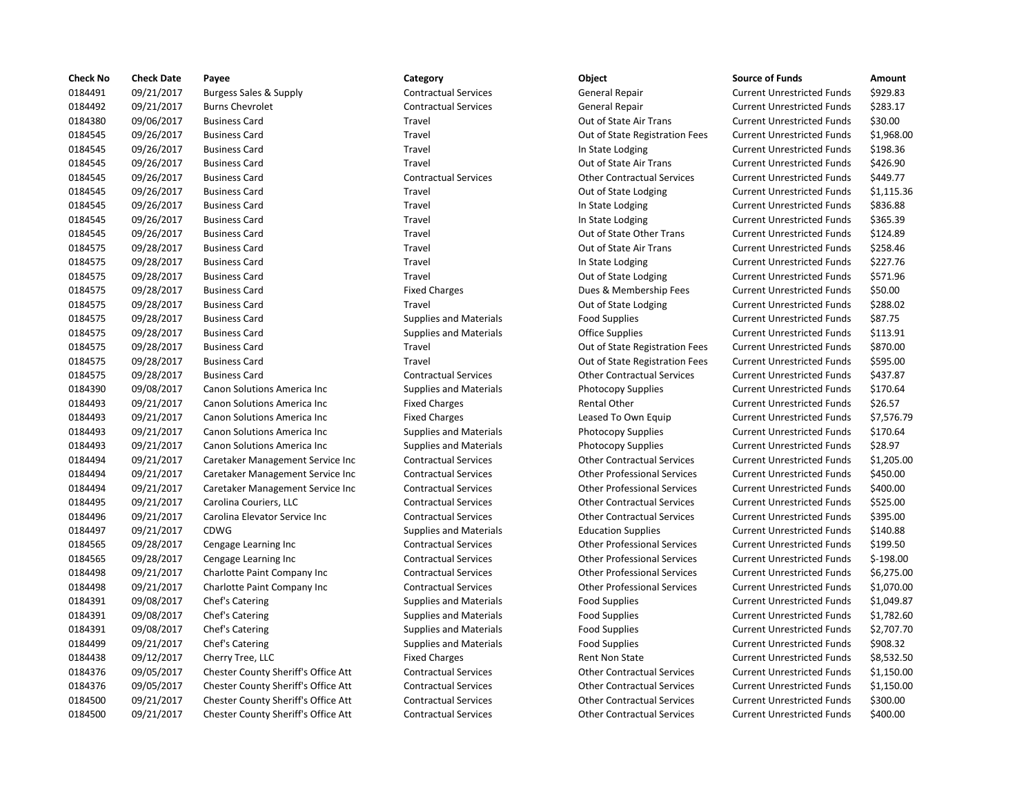| Check No | Check Date | Payee | Category | Object | Source of Funds | Amount |
|---|---|---|---|---|---|---|
| 0184491 | 09/21/2017 | Burgess Sales & Supply | Contractual Services | General Repair | Current Unrestricted Funds | $929.83 |
| 0184492 | 09/21/2017 | Burns Chevrolet | Contractual Services | General Repair | Current Unrestricted Funds | $283.17 |
| 0184380 | 09/06/2017 | Business Card | Travel | Out of State Air Trans | Current Unrestricted Funds | $30.00 |
| 0184545 | 09/26/2017 | Business Card | Travel | Out of State Registration Fees | Current Unrestricted Funds | $1,968.00 |
| 0184545 | 09/26/2017 | Business Card | Travel | In State Lodging | Current Unrestricted Funds | $198.36 |
| 0184545 | 09/26/2017 | Business Card | Travel | Out of State Air Trans | Current Unrestricted Funds | $426.90 |
| 0184545 | 09/26/2017 | Business Card | Contractual Services | Other Contractual Services | Current Unrestricted Funds | $449.77 |
| 0184545 | 09/26/2017 | Business Card | Travel | Out of State Lodging | Current Unrestricted Funds | $1,115.36 |
| 0184545 | 09/26/2017 | Business Card | Travel | In State Lodging | Current Unrestricted Funds | $836.88 |
| 0184545 | 09/26/2017 | Business Card | Travel | In State Lodging | Current Unrestricted Funds | $365.39 |
| 0184545 | 09/26/2017 | Business Card | Travel | Out of State Other Trans | Current Unrestricted Funds | $124.89 |
| 0184575 | 09/28/2017 | Business Card | Travel | Out of State Air Trans | Current Unrestricted Funds | $258.46 |
| 0184575 | 09/28/2017 | Business Card | Travel | In State Lodging | Current Unrestricted Funds | $227.76 |
| 0184575 | 09/28/2017 | Business Card | Travel | Out of State Lodging | Current Unrestricted Funds | $571.96 |
| 0184575 | 09/28/2017 | Business Card | Fixed Charges | Dues & Membership Fees | Current Unrestricted Funds | $50.00 |
| 0184575 | 09/28/2017 | Business Card | Travel | Out of State Lodging | Current Unrestricted Funds | $288.02 |
| 0184575 | 09/28/2017 | Business Card | Supplies and Materials | Food Supplies | Current Unrestricted Funds | $87.75 |
| 0184575 | 09/28/2017 | Business Card | Supplies and Materials | Office Supplies | Current Unrestricted Funds | $113.91 |
| 0184575 | 09/28/2017 | Business Card | Travel | Out of State Registration Fees | Current Unrestricted Funds | $870.00 |
| 0184575 | 09/28/2017 | Business Card | Travel | Out of State Registration Fees | Current Unrestricted Funds | $595.00 |
| 0184575 | 09/28/2017 | Business Card | Contractual Services | Other Contractual Services | Current Unrestricted Funds | $437.87 |
| 0184390 | 09/08/2017 | Canon Solutions America Inc | Supplies and Materials | Photocopy Supplies | Current Unrestricted Funds | $170.64 |
| 0184493 | 09/21/2017 | Canon Solutions America Inc | Fixed Charges | Rental Other | Current Unrestricted Funds | $26.57 |
| 0184493 | 09/21/2017 | Canon Solutions America Inc | Fixed Charges | Leased To Own Equip | Current Unrestricted Funds | $7,576.79 |
| 0184493 | 09/21/2017 | Canon Solutions America Inc | Supplies and Materials | Photocopy Supplies | Current Unrestricted Funds | $170.64 |
| 0184493 | 09/21/2017 | Canon Solutions America Inc | Supplies and Materials | Photocopy Supplies | Current Unrestricted Funds | $28.97 |
| 0184494 | 09/21/2017 | Caretaker Management Service Inc | Contractual Services | Other Contractual Services | Current Unrestricted Funds | $1,205.00 |
| 0184494 | 09/21/2017 | Caretaker Management Service Inc | Contractual Services | Other Professional Services | Current Unrestricted Funds | $450.00 |
| 0184494 | 09/21/2017 | Caretaker Management Service Inc | Contractual Services | Other Professional Services | Current Unrestricted Funds | $400.00 |
| 0184495 | 09/21/2017 | Carolina Couriers, LLC | Contractual Services | Other Contractual Services | Current Unrestricted Funds | $525.00 |
| 0184496 | 09/21/2017 | Carolina Elevator Service Inc | Contractual Services | Other Contractual Services | Current Unrestricted Funds | $395.00 |
| 0184497 | 09/21/2017 | CDWG | Supplies and Materials | Education Supplies | Current Unrestricted Funds | $140.88 |
| 0184565 | 09/28/2017 | Cengage Learning Inc | Contractual Services | Other Professional Services | Current Unrestricted Funds | $199.50 |
| 0184565 | 09/28/2017 | Cengage Learning Inc | Contractual Services | Other Professional Services | Current Unrestricted Funds | $-198.00 |
| 0184498 | 09/21/2017 | Charlotte Paint Company Inc | Contractual Services | Other Professional Services | Current Unrestricted Funds | $6,275.00 |
| 0184498 | 09/21/2017 | Charlotte Paint Company Inc | Contractual Services | Other Professional Services | Current Unrestricted Funds | $1,070.00 |
| 0184391 | 09/08/2017 | Chef's Catering | Supplies and Materials | Food Supplies | Current Unrestricted Funds | $1,049.87 |
| 0184391 | 09/08/2017 | Chef's Catering | Supplies and Materials | Food Supplies | Current Unrestricted Funds | $1,782.60 |
| 0184391 | 09/08/2017 | Chef's Catering | Supplies and Materials | Food Supplies | Current Unrestricted Funds | $2,707.70 |
| 0184499 | 09/21/2017 | Chef's Catering | Supplies and Materials | Food Supplies | Current Unrestricted Funds | $908.32 |
| 0184438 | 09/12/2017 | Cherry Tree, LLC | Fixed Charges | Rent Non State | Current Unrestricted Funds | $8,532.50 |
| 0184376 | 09/05/2017 | Chester County Sheriff's Office Att | Contractual Services | Other Contractual Services | Current Unrestricted Funds | $1,150.00 |
| 0184376 | 09/05/2017 | Chester County Sheriff's Office Att | Contractual Services | Other Contractual Services | Current Unrestricted Funds | $1,150.00 |
| 0184500 | 09/21/2017 | Chester County Sheriff's Office Att | Contractual Services | Other Contractual Services | Current Unrestricted Funds | $300.00 |
| 0184500 | 09/21/2017 | Chester County Sheriff's Office Att | Contractual Services | Other Contractual Services | Current Unrestricted Funds | $400.00 |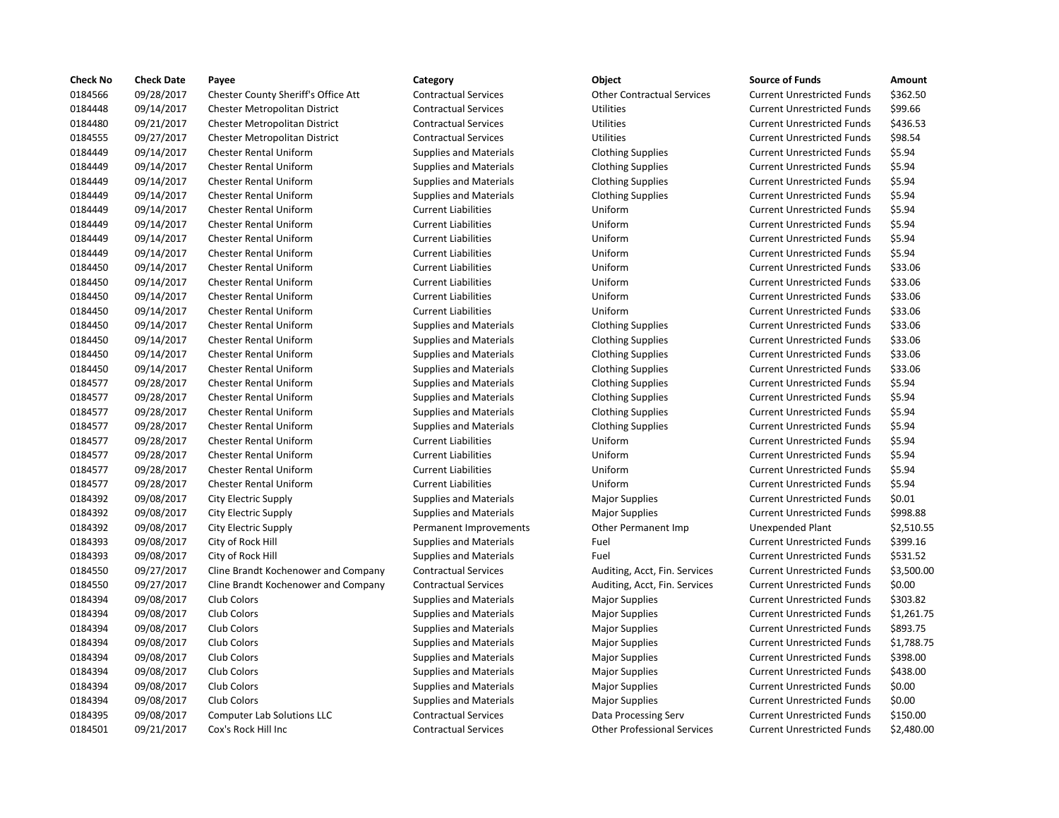| Check No | Check Date | Payee | Category | Object | Source of Funds | Amount |
|---|---|---|---|---|---|---|
| 0184566 | 09/28/2017 | Chester County Sheriff's Office Att | Contractual Services | Other Contractual Services | Current Unrestricted Funds | $362.50 |
| 0184448 | 09/14/2017 | Chester Metropolitan District | Contractual Services | Utilities | Current Unrestricted Funds | $99.66 |
| 0184480 | 09/21/2017 | Chester Metropolitan District | Contractual Services | Utilities | Current Unrestricted Funds | $436.53 |
| 0184555 | 09/27/2017 | Chester Metropolitan District | Contractual Services | Utilities | Current Unrestricted Funds | $98.54 |
| 0184449 | 09/14/2017 | Chester Rental Uniform | Supplies and Materials | Clothing Supplies | Current Unrestricted Funds | $5.94 |
| 0184449 | 09/14/2017 | Chester Rental Uniform | Supplies and Materials | Clothing Supplies | Current Unrestricted Funds | $5.94 |
| 0184449 | 09/14/2017 | Chester Rental Uniform | Supplies and Materials | Clothing Supplies | Current Unrestricted Funds | $5.94 |
| 0184449 | 09/14/2017 | Chester Rental Uniform | Supplies and Materials | Clothing Supplies | Current Unrestricted Funds | $5.94 |
| 0184449 | 09/14/2017 | Chester Rental Uniform | Current Liabilities | Uniform | Current Unrestricted Funds | $5.94 |
| 0184449 | 09/14/2017 | Chester Rental Uniform | Current Liabilities | Uniform | Current Unrestricted Funds | $5.94 |
| 0184449 | 09/14/2017 | Chester Rental Uniform | Current Liabilities | Uniform | Current Unrestricted Funds | $5.94 |
| 0184449 | 09/14/2017 | Chester Rental Uniform | Current Liabilities | Uniform | Current Unrestricted Funds | $5.94 |
| 0184450 | 09/14/2017 | Chester Rental Uniform | Current Liabilities | Uniform | Current Unrestricted Funds | $33.06 |
| 0184450 | 09/14/2017 | Chester Rental Uniform | Current Liabilities | Uniform | Current Unrestricted Funds | $33.06 |
| 0184450 | 09/14/2017 | Chester Rental Uniform | Current Liabilities | Uniform | Current Unrestricted Funds | $33.06 |
| 0184450 | 09/14/2017 | Chester Rental Uniform | Current Liabilities | Uniform | Current Unrestricted Funds | $33.06 |
| 0184450 | 09/14/2017 | Chester Rental Uniform | Supplies and Materials | Clothing Supplies | Current Unrestricted Funds | $33.06 |
| 0184450 | 09/14/2017 | Chester Rental Uniform | Supplies and Materials | Clothing Supplies | Current Unrestricted Funds | $33.06 |
| 0184450 | 09/14/2017 | Chester Rental Uniform | Supplies and Materials | Clothing Supplies | Current Unrestricted Funds | $33.06 |
| 0184450 | 09/14/2017 | Chester Rental Uniform | Supplies and Materials | Clothing Supplies | Current Unrestricted Funds | $33.06 |
| 0184577 | 09/28/2017 | Chester Rental Uniform | Supplies and Materials | Clothing Supplies | Current Unrestricted Funds | $5.94 |
| 0184577 | 09/28/2017 | Chester Rental Uniform | Supplies and Materials | Clothing Supplies | Current Unrestricted Funds | $5.94 |
| 0184577 | 09/28/2017 | Chester Rental Uniform | Supplies and Materials | Clothing Supplies | Current Unrestricted Funds | $5.94 |
| 0184577 | 09/28/2017 | Chester Rental Uniform | Supplies and Materials | Clothing Supplies | Current Unrestricted Funds | $5.94 |
| 0184577 | 09/28/2017 | Chester Rental Uniform | Current Liabilities | Uniform | Current Unrestricted Funds | $5.94 |
| 0184577 | 09/28/2017 | Chester Rental Uniform | Current Liabilities | Uniform | Current Unrestricted Funds | $5.94 |
| 0184577 | 09/28/2017 | Chester Rental Uniform | Current Liabilities | Uniform | Current Unrestricted Funds | $5.94 |
| 0184577 | 09/28/2017 | Chester Rental Uniform | Current Liabilities | Uniform | Current Unrestricted Funds | $5.94 |
| 0184392 | 09/08/2017 | City Electric Supply | Supplies and Materials | Major Supplies | Current Unrestricted Funds | $0.01 |
| 0184392 | 09/08/2017 | City Electric Supply | Supplies and Materials | Major Supplies | Current Unrestricted Funds | $998.88 |
| 0184392 | 09/08/2017 | City Electric Supply | Permanent Improvements | Other Permanent Imp | Unexpended Plant | $2,510.55 |
| 0184393 | 09/08/2017 | City of Rock Hill | Supplies and Materials | Fuel | Current Unrestricted Funds | $399.16 |
| 0184393 | 09/08/2017 | City of Rock Hill | Supplies and Materials | Fuel | Current Unrestricted Funds | $531.52 |
| 0184550 | 09/27/2017 | Cline Brandt Kochenower and Company | Contractual Services | Auditing, Acct, Fin. Services | Current Unrestricted Funds | $3,500.00 |
| 0184550 | 09/27/2017 | Cline Brandt Kochenower and Company | Contractual Services | Auditing, Acct, Fin. Services | Current Unrestricted Funds | $0.00 |
| 0184394 | 09/08/2017 | Club Colors | Supplies and Materials | Major Supplies | Current Unrestricted Funds | $303.82 |
| 0184394 | 09/08/2017 | Club Colors | Supplies and Materials | Major Supplies | Current Unrestricted Funds | $1,261.75 |
| 0184394 | 09/08/2017 | Club Colors | Supplies and Materials | Major Supplies | Current Unrestricted Funds | $893.75 |
| 0184394 | 09/08/2017 | Club Colors | Supplies and Materials | Major Supplies | Current Unrestricted Funds | $1,788.75 |
| 0184394 | 09/08/2017 | Club Colors | Supplies and Materials | Major Supplies | Current Unrestricted Funds | $398.00 |
| 0184394 | 09/08/2017 | Club Colors | Supplies and Materials | Major Supplies | Current Unrestricted Funds | $438.00 |
| 0184394 | 09/08/2017 | Club Colors | Supplies and Materials | Major Supplies | Current Unrestricted Funds | $0.00 |
| 0184394 | 09/08/2017 | Club Colors | Supplies and Materials | Major Supplies | Current Unrestricted Funds | $0.00 |
| 0184395 | 09/08/2017 | Computer Lab Solutions LLC | Contractual Services | Data Processing Serv | Current Unrestricted Funds | $150.00 |
| 0184501 | 09/21/2017 | Cox's Rock Hill Inc | Contractual Services | Other Professional Services | Current Unrestricted Funds | $2,480.00 |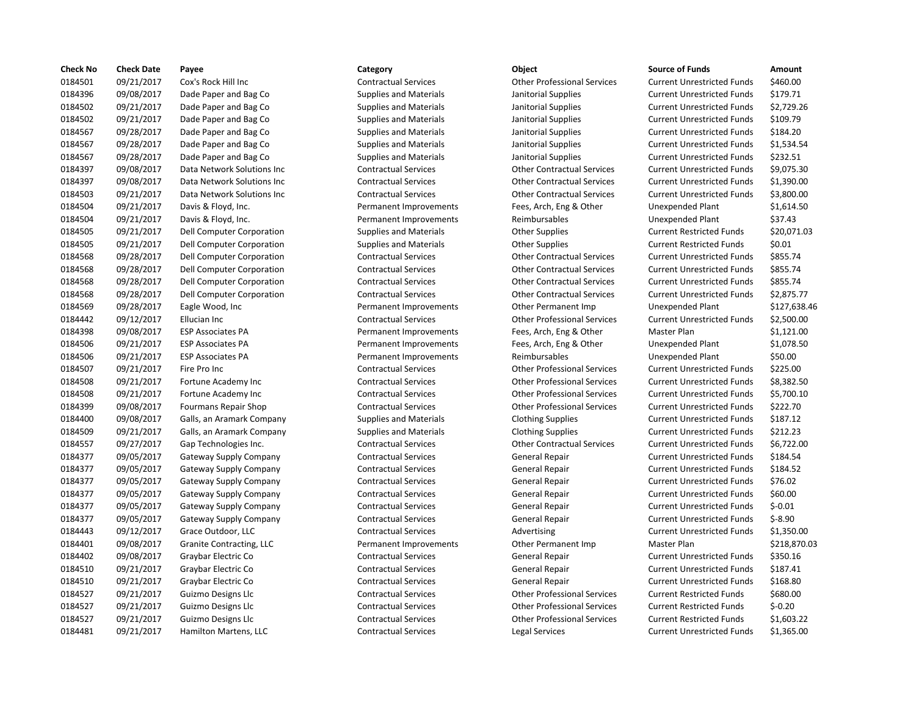| Check No | Check Date | Payee | Category | Object | Source of Funds | Amount |
|---|---|---|---|---|---|---|
| 0184501 | 09/21/2017 | Cox's Rock Hill Inc | Contractual Services | Other Professional Services | Current Unrestricted Funds | $460.00 |
| 0184396 | 09/08/2017 | Dade Paper and Bag Co | Supplies and Materials | Janitorial Supplies | Current Unrestricted Funds | $179.71 |
| 0184502 | 09/21/2017 | Dade Paper and Bag Co | Supplies and Materials | Janitorial Supplies | Current Unrestricted Funds | $2,729.26 |
| 0184502 | 09/21/2017 | Dade Paper and Bag Co | Supplies and Materials | Janitorial Supplies | Current Unrestricted Funds | $109.79 |
| 0184567 | 09/28/2017 | Dade Paper and Bag Co | Supplies and Materials | Janitorial Supplies | Current Unrestricted Funds | $184.20 |
| 0184567 | 09/28/2017 | Dade Paper and Bag Co | Supplies and Materials | Janitorial Supplies | Current Unrestricted Funds | $1,534.54 |
| 0184567 | 09/28/2017 | Dade Paper and Bag Co | Supplies and Materials | Janitorial Supplies | Current Unrestricted Funds | $232.51 |
| 0184397 | 09/08/2017 | Data Network Solutions Inc | Contractual Services | Other Contractual Services | Current Unrestricted Funds | $9,075.30 |
| 0184397 | 09/08/2017 | Data Network Solutions Inc | Contractual Services | Other Contractual Services | Current Unrestricted Funds | $1,390.00 |
| 0184503 | 09/21/2017 | Data Network Solutions Inc | Contractual Services | Other Contractual Services | Current Unrestricted Funds | $3,800.00 |
| 0184504 | 09/21/2017 | Davis & Floyd, Inc. | Permanent Improvements | Fees, Arch, Eng & Other | Unexpended Plant | $1,614.50 |
| 0184504 | 09/21/2017 | Davis & Floyd, Inc. | Permanent Improvements | Reimbursables | Unexpended Plant | $37.43 |
| 0184505 | 09/21/2017 | Dell Computer Corporation | Supplies and Materials | Other Supplies | Current Restricted Funds | $20,071.03 |
| 0184505 | 09/21/2017 | Dell Computer Corporation | Supplies and Materials | Other Supplies | Current Restricted Funds | $0.01 |
| 0184568 | 09/28/2017 | Dell Computer Corporation | Contractual Services | Other Contractual Services | Current Unrestricted Funds | $855.74 |
| 0184568 | 09/28/2017 | Dell Computer Corporation | Contractual Services | Other Contractual Services | Current Unrestricted Funds | $855.74 |
| 0184568 | 09/28/2017 | Dell Computer Corporation | Contractual Services | Other Contractual Services | Current Unrestricted Funds | $855.74 |
| 0184568 | 09/28/2017 | Dell Computer Corporation | Contractual Services | Other Contractual Services | Current Unrestricted Funds | $2,875.77 |
| 0184569 | 09/28/2017 | Eagle Wood, Inc | Permanent Improvements | Other Permanent Imp | Unexpended Plant | $127,638.46 |
| 0184442 | 09/12/2017 | Ellucian Inc | Contractual Services | Other Professional Services | Current Unrestricted Funds | $2,500.00 |
| 0184398 | 09/08/2017 | ESP Associates PA | Permanent Improvements | Fees, Arch, Eng & Other | Master Plan | $1,121.00 |
| 0184506 | 09/21/2017 | ESP Associates PA | Permanent Improvements | Fees, Arch, Eng & Other | Unexpended Plant | $1,078.50 |
| 0184506 | 09/21/2017 | ESP Associates PA | Permanent Improvements | Reimbursables | Unexpended Plant | $50.00 |
| 0184507 | 09/21/2017 | Fire Pro Inc | Contractual Services | Other Professional Services | Current Unrestricted Funds | $225.00 |
| 0184508 | 09/21/2017 | Fortune Academy Inc | Contractual Services | Other Professional Services | Current Unrestricted Funds | $8,382.50 |
| 0184508 | 09/21/2017 | Fortune Academy Inc | Contractual Services | Other Professional Services | Current Unrestricted Funds | $5,700.10 |
| 0184399 | 09/08/2017 | Fourmans Repair Shop | Contractual Services | Other Professional Services | Current Unrestricted Funds | $222.70 |
| 0184400 | 09/08/2017 | Galls, an Aramark Company | Supplies and Materials | Clothing Supplies | Current Unrestricted Funds | $187.12 |
| 0184509 | 09/21/2017 | Galls, an Aramark Company | Supplies and Materials | Clothing Supplies | Current Unrestricted Funds | $212.23 |
| 0184557 | 09/27/2017 | Gap Technologies Inc. | Contractual Services | Other Contractual Services | Current Unrestricted Funds | $6,722.00 |
| 0184377 | 09/05/2017 | Gateway Supply Company | Contractual Services | General Repair | Current Unrestricted Funds | $184.54 |
| 0184377 | 09/05/2017 | Gateway Supply Company | Contractual Services | General Repair | Current Unrestricted Funds | $184.52 |
| 0184377 | 09/05/2017 | Gateway Supply Company | Contractual Services | General Repair | Current Unrestricted Funds | $76.02 |
| 0184377 | 09/05/2017 | Gateway Supply Company | Contractual Services | General Repair | Current Unrestricted Funds | $60.00 |
| 0184377 | 09/05/2017 | Gateway Supply Company | Contractual Services | General Repair | Current Unrestricted Funds | $-0.01 |
| 0184377 | 09/05/2017 | Gateway Supply Company | Contractual Services | General Repair | Current Unrestricted Funds | $-8.90 |
| 0184443 | 09/12/2017 | Grace Outdoor, LLC | Contractual Services | Advertising | Current Unrestricted Funds | $1,350.00 |
| 0184401 | 09/08/2017 | Granite Contracting, LLC | Permanent Improvements | Other Permanent Imp | Master Plan | $218,870.03 |
| 0184402 | 09/08/2017 | Graybar Electric Co | Contractual Services | General Repair | Current Unrestricted Funds | $350.16 |
| 0184510 | 09/21/2017 | Graybar Electric Co | Contractual Services | General Repair | Current Unrestricted Funds | $187.41 |
| 0184510 | 09/21/2017 | Graybar Electric Co | Contractual Services | General Repair | Current Unrestricted Funds | $168.80 |
| 0184527 | 09/21/2017 | Guizmo Designs Llc | Contractual Services | Other Professional Services | Current Restricted Funds | $680.00 |
| 0184527 | 09/21/2017 | Guizmo Designs Llc | Contractual Services | Other Professional Services | Current Restricted Funds | $-0.20 |
| 0184527 | 09/21/2017 | Guizmo Designs Llc | Contractual Services | Other Professional Services | Current Restricted Funds | $1,603.22 |
| 0184481 | 09/21/2017 | Hamilton Martens, LLC | Contractual Services | Legal Services | Current Unrestricted Funds | $1,365.00 |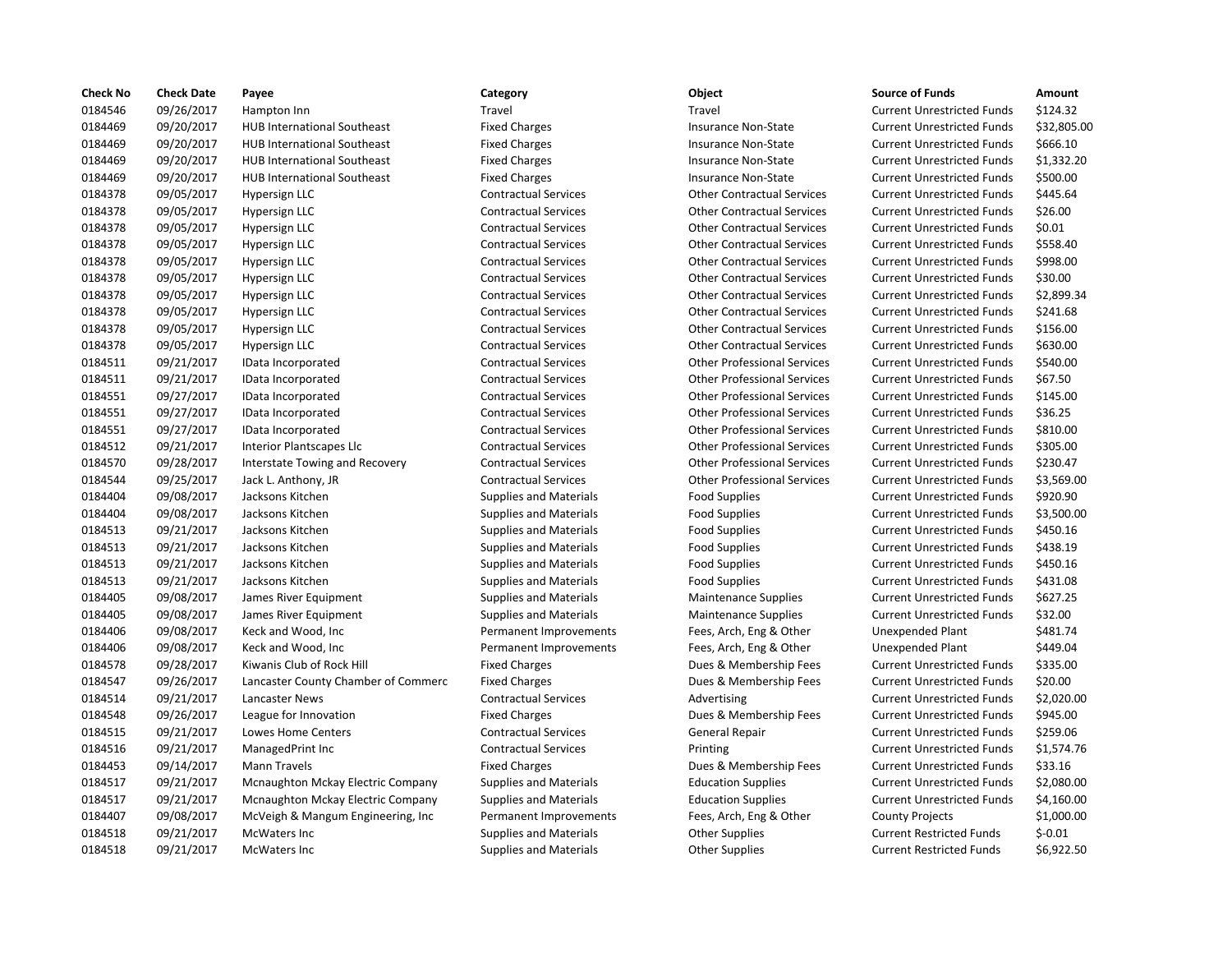| Check No | Check Date | Payee | Category | Object | Source of Funds | Amount |
|---|---|---|---|---|---|---|
| 0184546 | 09/26/2017 | Hampton Inn | Travel | Travel | Current Unrestricted Funds | $124.32 |
| 0184469 | 09/20/2017 | HUB International Southeast | Fixed Charges | Insurance Non-State | Current Unrestricted Funds | $32,805.00 |
| 0184469 | 09/20/2017 | HUB International Southeast | Fixed Charges | Insurance Non-State | Current Unrestricted Funds | $666.10 |
| 0184469 | 09/20/2017 | HUB International Southeast | Fixed Charges | Insurance Non-State | Current Unrestricted Funds | $1,332.20 |
| 0184469 | 09/20/2017 | HUB International Southeast | Fixed Charges | Insurance Non-State | Current Unrestricted Funds | $500.00 |
| 0184378 | 09/05/2017 | Hypersign LLC | Contractual Services | Other Contractual Services | Current Unrestricted Funds | $445.64 |
| 0184378 | 09/05/2017 | Hypersign LLC | Contractual Services | Other Contractual Services | Current Unrestricted Funds | $26.00 |
| 0184378 | 09/05/2017 | Hypersign LLC | Contractual Services | Other Contractual Services | Current Unrestricted Funds | $0.01 |
| 0184378 | 09/05/2017 | Hypersign LLC | Contractual Services | Other Contractual Services | Current Unrestricted Funds | $558.40 |
| 0184378 | 09/05/2017 | Hypersign LLC | Contractual Services | Other Contractual Services | Current Unrestricted Funds | $998.00 |
| 0184378 | 09/05/2017 | Hypersign LLC | Contractual Services | Other Contractual Services | Current Unrestricted Funds | $30.00 |
| 0184378 | 09/05/2017 | Hypersign LLC | Contractual Services | Other Contractual Services | Current Unrestricted Funds | $2,899.34 |
| 0184378 | 09/05/2017 | Hypersign LLC | Contractual Services | Other Contractual Services | Current Unrestricted Funds | $241.68 |
| 0184378 | 09/05/2017 | Hypersign LLC | Contractual Services | Other Contractual Services | Current Unrestricted Funds | $156.00 |
| 0184378 | 09/05/2017 | Hypersign LLC | Contractual Services | Other Contractual Services | Current Unrestricted Funds | $630.00 |
| 0184511 | 09/21/2017 | IData Incorporated | Contractual Services | Other Professional Services | Current Unrestricted Funds | $540.00 |
| 0184511 | 09/21/2017 | IData Incorporated | Contractual Services | Other Professional Services | Current Unrestricted Funds | $67.50 |
| 0184551 | 09/27/2017 | IData Incorporated | Contractual Services | Other Professional Services | Current Unrestricted Funds | $145.00 |
| 0184551 | 09/27/2017 | IData Incorporated | Contractual Services | Other Professional Services | Current Unrestricted Funds | $36.25 |
| 0184551 | 09/27/2017 | IData Incorporated | Contractual Services | Other Professional Services | Current Unrestricted Funds | $810.00 |
| 0184512 | 09/21/2017 | Interior Plantscapes Llc | Contractual Services | Other Professional Services | Current Unrestricted Funds | $305.00 |
| 0184570 | 09/28/2017 | Interstate Towing and Recovery | Contractual Services | Other Professional Services | Current Unrestricted Funds | $230.47 |
| 0184544 | 09/25/2017 | Jack L. Anthony, JR | Contractual Services | Other Professional Services | Current Unrestricted Funds | $3,569.00 |
| 0184404 | 09/08/2017 | Jacksons Kitchen | Supplies and Materials | Food Supplies | Current Unrestricted Funds | $920.90 |
| 0184404 | 09/08/2017 | Jacksons Kitchen | Supplies and Materials | Food Supplies | Current Unrestricted Funds | $3,500.00 |
| 0184513 | 09/21/2017 | Jacksons Kitchen | Supplies and Materials | Food Supplies | Current Unrestricted Funds | $450.16 |
| 0184513 | 09/21/2017 | Jacksons Kitchen | Supplies and Materials | Food Supplies | Current Unrestricted Funds | $438.19 |
| 0184513 | 09/21/2017 | Jacksons Kitchen | Supplies and Materials | Food Supplies | Current Unrestricted Funds | $450.16 |
| 0184513 | 09/21/2017 | Jacksons Kitchen | Supplies and Materials | Food Supplies | Current Unrestricted Funds | $431.08 |
| 0184405 | 09/08/2017 | James River Equipment | Supplies and Materials | Maintenance Supplies | Current Unrestricted Funds | $627.25 |
| 0184405 | 09/08/2017 | James River Equipment | Supplies and Materials | Maintenance Supplies | Current Unrestricted Funds | $32.00 |
| 0184406 | 09/08/2017 | Keck and Wood, Inc | Permanent Improvements | Fees, Arch, Eng & Other | Unexpended Plant | $481.74 |
| 0184406 | 09/08/2017 | Keck and Wood, Inc | Permanent Improvements | Fees, Arch, Eng & Other | Unexpended Plant | $449.04 |
| 0184578 | 09/28/2017 | Kiwanis Club of Rock Hill | Fixed Charges | Dues & Membership Fees | Current Unrestricted Funds | $335.00 |
| 0184547 | 09/26/2017 | Lancaster County Chamber of Commerc | Fixed Charges | Dues & Membership Fees | Current Unrestricted Funds | $20.00 |
| 0184514 | 09/21/2017 | Lancaster News | Contractual Services | Advertising | Current Unrestricted Funds | $2,020.00 |
| 0184548 | 09/26/2017 | League for Innovation | Fixed Charges | Dues & Membership Fees | Current Unrestricted Funds | $945.00 |
| 0184515 | 09/21/2017 | Lowes Home Centers | Contractual Services | General Repair | Current Unrestricted Funds | $259.06 |
| 0184516 | 09/21/2017 | ManagedPrint Inc | Contractual Services | Printing | Current Unrestricted Funds | $1,574.76 |
| 0184453 | 09/14/2017 | Mann Travels | Fixed Charges | Dues & Membership Fees | Current Unrestricted Funds | $33.16 |
| 0184517 | 09/21/2017 | Mcnaughton Mckay Electric Company | Supplies and Materials | Education Supplies | Current Unrestricted Funds | $2,080.00 |
| 0184517 | 09/21/2017 | Mcnaughton Mckay Electric Company | Supplies and Materials | Education Supplies | Current Unrestricted Funds | $4,160.00 |
| 0184407 | 09/08/2017 | McVeigh & Mangum Engineering, Inc | Permanent Improvements | Fees, Arch, Eng & Other | County Projects | $1,000.00 |
| 0184518 | 09/21/2017 | McWaters Inc | Supplies and Materials | Other Supplies | Current Restricted Funds | $-0.01 |
| 0184518 | 09/21/2017 | McWaters Inc | Supplies and Materials | Other Supplies | Current Restricted Funds | $6,922.50 |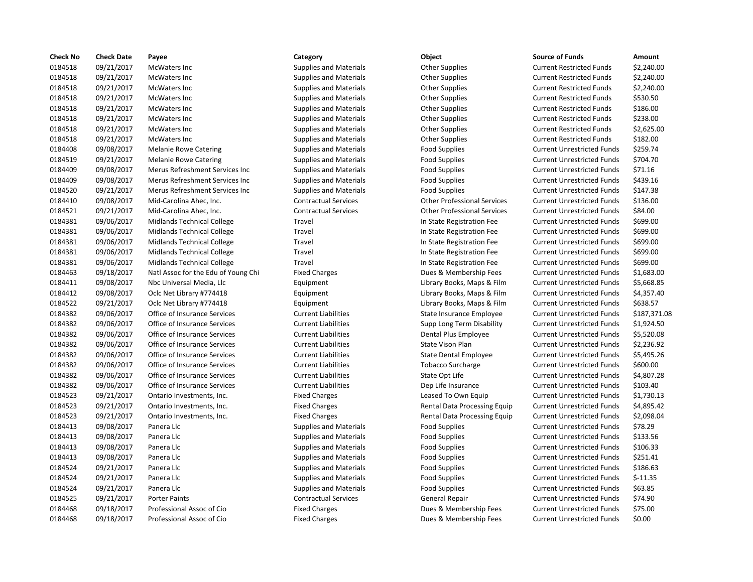| Check No | Check Date | Payee | Category | Object | Source of Funds | Amount |
|---|---|---|---|---|---|---|
| 0184518 | 09/21/2017 | McWaters Inc | Supplies and Materials | Other Supplies | Current Restricted Funds | $2,240.00 |
| 0184518 | 09/21/2017 | McWaters Inc | Supplies and Materials | Other Supplies | Current Restricted Funds | $2,240.00 |
| 0184518 | 09/21/2017 | McWaters Inc | Supplies and Materials | Other Supplies | Current Restricted Funds | $2,240.00 |
| 0184518 | 09/21/2017 | McWaters Inc | Supplies and Materials | Other Supplies | Current Restricted Funds | $530.50 |
| 0184518 | 09/21/2017 | McWaters Inc | Supplies and Materials | Other Supplies | Current Restricted Funds | $186.00 |
| 0184518 | 09/21/2017 | McWaters Inc | Supplies and Materials | Other Supplies | Current Restricted Funds | $238.00 |
| 0184518 | 09/21/2017 | McWaters Inc | Supplies and Materials | Other Supplies | Current Restricted Funds | $2,625.00 |
| 0184518 | 09/21/2017 | McWaters Inc | Supplies and Materials | Other Supplies | Current Restricted Funds | $182.00 |
| 0184408 | 09/08/2017 | Melanie Rowe Catering | Supplies and Materials | Food Supplies | Current Unrestricted Funds | $259.74 |
| 0184519 | 09/21/2017 | Melanie Rowe Catering | Supplies and Materials | Food Supplies | Current Unrestricted Funds | $704.70 |
| 0184409 | 09/08/2017 | Merus Refreshment Services Inc | Supplies and Materials | Food Supplies | Current Unrestricted Funds | $71.16 |
| 0184409 | 09/08/2017 | Merus Refreshment Services Inc | Supplies and Materials | Food Supplies | Current Unrestricted Funds | $439.16 |
| 0184520 | 09/21/2017 | Merus Refreshment Services Inc | Supplies and Materials | Food Supplies | Current Unrestricted Funds | $147.38 |
| 0184410 | 09/08/2017 | Mid-Carolina Ahec, Inc. | Contractual Services | Other Professional Services | Current Unrestricted Funds | $136.00 |
| 0184521 | 09/21/2017 | Mid-Carolina Ahec, Inc. | Contractual Services | Other Professional Services | Current Unrestricted Funds | $84.00 |
| 0184381 | 09/06/2017 | Midlands Technical College | Travel | In State Registration Fee | Current Unrestricted Funds | $699.00 |
| 0184381 | 09/06/2017 | Midlands Technical College | Travel | In State Registration Fee | Current Unrestricted Funds | $699.00 |
| 0184381 | 09/06/2017 | Midlands Technical College | Travel | In State Registration Fee | Current Unrestricted Funds | $699.00 |
| 0184381 | 09/06/2017 | Midlands Technical College | Travel | In State Registration Fee | Current Unrestricted Funds | $699.00 |
| 0184381 | 09/06/2017 | Midlands Technical College | Travel | In State Registration Fee | Current Unrestricted Funds | $699.00 |
| 0184463 | 09/18/2017 | Natl Assoc for the Edu of Young Chi | Fixed Charges | Dues & Membership Fees | Current Unrestricted Funds | $1,683.00 |
| 0184411 | 09/08/2017 | Nbc Universal Media, Llc | Equipment | Library Books, Maps & Film | Current Unrestricted Funds | $5,668.85 |
| 0184412 | 09/08/2017 | Oclc Net Library #774418 | Equipment | Library Books, Maps & Film | Current Unrestricted Funds | $4,357.40 |
| 0184522 | 09/21/2017 | Oclc Net Library #774418 | Equipment | Library Books, Maps & Film | Current Unrestricted Funds | $638.57 |
| 0184382 | 09/06/2017 | Office of Insurance Services | Current Liabilities | State Insurance Employee | Current Unrestricted Funds | $187,371.08 |
| 0184382 | 09/06/2017 | Office of Insurance Services | Current Liabilities | Supp Long Term Disability | Current Unrestricted Funds | $1,924.50 |
| 0184382 | 09/06/2017 | Office of Insurance Services | Current Liabilities | Dental Plus Employee | Current Unrestricted Funds | $5,520.08 |
| 0184382 | 09/06/2017 | Office of Insurance Services | Current Liabilities | State Vison Plan | Current Unrestricted Funds | $2,236.92 |
| 0184382 | 09/06/2017 | Office of Insurance Services | Current Liabilities | State Dental Employee | Current Unrestricted Funds | $5,495.26 |
| 0184382 | 09/06/2017 | Office of Insurance Services | Current Liabilities | Tobacco Surcharge | Current Unrestricted Funds | $600.00 |
| 0184382 | 09/06/2017 | Office of Insurance Services | Current Liabilities | State Opt Life | Current Unrestricted Funds | $4,807.28 |
| 0184382 | 09/06/2017 | Office of Insurance Services | Current Liabilities | Dep Life Insurance | Current Unrestricted Funds | $103.40 |
| 0184523 | 09/21/2017 | Ontario Investments, Inc. | Fixed Charges | Leased To Own Equip | Current Unrestricted Funds | $1,730.13 |
| 0184523 | 09/21/2017 | Ontario Investments, Inc. | Fixed Charges | Rental Data Processing Equip | Current Unrestricted Funds | $4,895.42 |
| 0184523 | 09/21/2017 | Ontario Investments, Inc. | Fixed Charges | Rental Data Processing Equip | Current Unrestricted Funds | $2,098.04 |
| 0184413 | 09/08/2017 | Panera Llc | Supplies and Materials | Food Supplies | Current Unrestricted Funds | $78.29 |
| 0184413 | 09/08/2017 | Panera Llc | Supplies and Materials | Food Supplies | Current Unrestricted Funds | $133.56 |
| 0184413 | 09/08/2017 | Panera Llc | Supplies and Materials | Food Supplies | Current Unrestricted Funds | $106.33 |
| 0184413 | 09/08/2017 | Panera Llc | Supplies and Materials | Food Supplies | Current Unrestricted Funds | $251.41 |
| 0184524 | 09/21/2017 | Panera Llc | Supplies and Materials | Food Supplies | Current Unrestricted Funds | $186.63 |
| 0184524 | 09/21/2017 | Panera Llc | Supplies and Materials | Food Supplies | Current Unrestricted Funds | $-11.35 |
| 0184524 | 09/21/2017 | Panera Llc | Supplies and Materials | Food Supplies | Current Unrestricted Funds | $63.85 |
| 0184525 | 09/21/2017 | Porter Paints | Contractual Services | General Repair | Current Unrestricted Funds | $74.90 |
| 0184468 | 09/18/2017 | Professional Assoc of Cio | Fixed Charges | Dues & Membership Fees | Current Unrestricted Funds | $75.00 |
| 0184468 | 09/18/2017 | Professional Assoc of Cio | Fixed Charges | Dues & Membership Fees | Current Unrestricted Funds | $0.00 |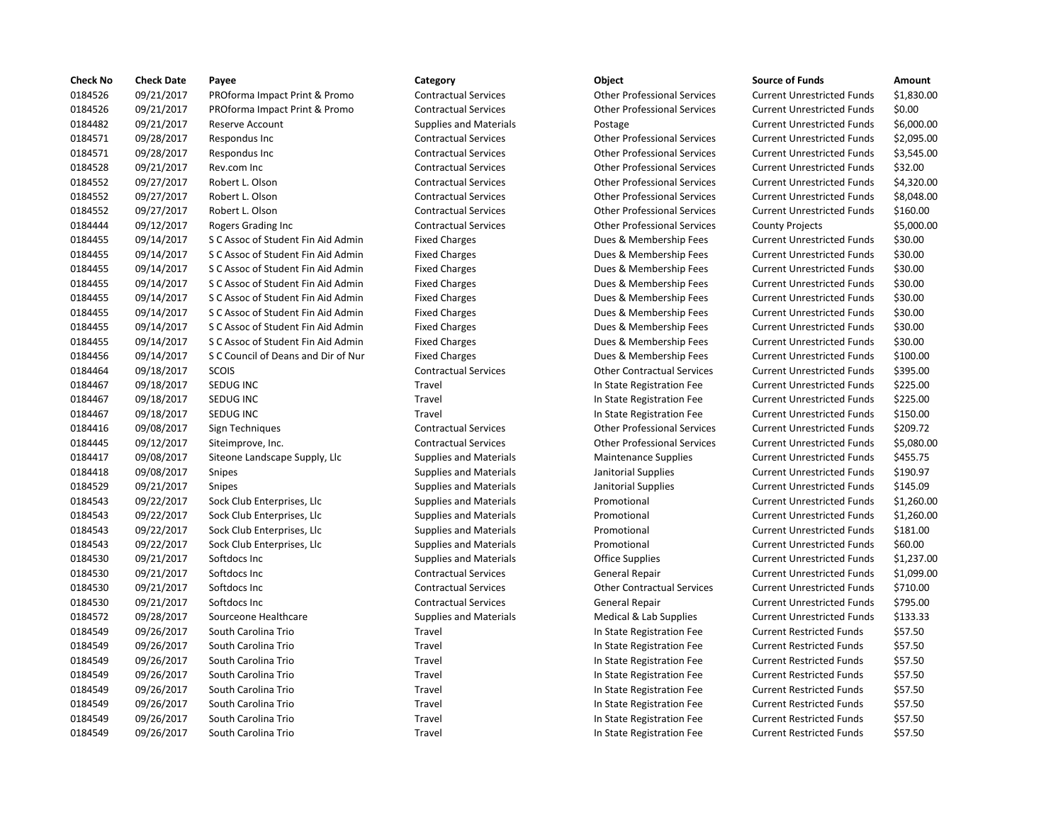| Check No | Check Date | Payee | Category | Object | Source of Funds | Amount |
| --- | --- | --- | --- | --- | --- | --- |
| 0184526 | 09/21/2017 | PROforma Impact Print & Promo | Contractual Services | Other Professional Services | Current Unrestricted Funds | $1,830.00 |
| 0184526 | 09/21/2017 | PROforma Impact Print & Promo | Contractual Services | Other Professional Services | Current Unrestricted Funds | $0.00 |
| 0184482 | 09/21/2017 | Reserve Account | Supplies and Materials | Postage | Current Unrestricted Funds | $6,000.00 |
| 0184571 | 09/28/2017 | Respondus Inc | Contractual Services | Other Professional Services | Current Unrestricted Funds | $2,095.00 |
| 0184571 | 09/28/2017 | Respondus Inc | Contractual Services | Other Professional Services | Current Unrestricted Funds | $3,545.00 |
| 0184528 | 09/21/2017 | Rev.com Inc | Contractual Services | Other Professional Services | Current Unrestricted Funds | $32.00 |
| 0184552 | 09/27/2017 | Robert L. Olson | Contractual Services | Other Professional Services | Current Unrestricted Funds | $4,320.00 |
| 0184552 | 09/27/2017 | Robert L. Olson | Contractual Services | Other Professional Services | Current Unrestricted Funds | $8,048.00 |
| 0184552 | 09/27/2017 | Robert L. Olson | Contractual Services | Other Professional Services | Current Unrestricted Funds | $160.00 |
| 0184444 | 09/12/2017 | Rogers Grading Inc | Contractual Services | Other Professional Services | County Projects | $5,000.00 |
| 0184455 | 09/14/2017 | S C Assoc of Student Fin Aid Admin | Fixed Charges | Dues & Membership Fees | Current Unrestricted Funds | $30.00 |
| 0184455 | 09/14/2017 | S C Assoc of Student Fin Aid Admin | Fixed Charges | Dues & Membership Fees | Current Unrestricted Funds | $30.00 |
| 0184455 | 09/14/2017 | S C Assoc of Student Fin Aid Admin | Fixed Charges | Dues & Membership Fees | Current Unrestricted Funds | $30.00 |
| 0184455 | 09/14/2017 | S C Assoc of Student Fin Aid Admin | Fixed Charges | Dues & Membership Fees | Current Unrestricted Funds | $30.00 |
| 0184455 | 09/14/2017 | S C Assoc of Student Fin Aid Admin | Fixed Charges | Dues & Membership Fees | Current Unrestricted Funds | $30.00 |
| 0184455 | 09/14/2017 | S C Assoc of Student Fin Aid Admin | Fixed Charges | Dues & Membership Fees | Current Unrestricted Funds | $30.00 |
| 0184455 | 09/14/2017 | S C Assoc of Student Fin Aid Admin | Fixed Charges | Dues & Membership Fees | Current Unrestricted Funds | $30.00 |
| 0184455 | 09/14/2017 | S C Assoc of Student Fin Aid Admin | Fixed Charges | Dues & Membership Fees | Current Unrestricted Funds | $30.00 |
| 0184456 | 09/14/2017 | S C Council of Deans and Dir of Nur | Fixed Charges | Dues & Membership Fees | Current Unrestricted Funds | $100.00 |
| 0184464 | 09/18/2017 | SCOIS | Contractual Services | Other Contractual Services | Current Unrestricted Funds | $395.00 |
| 0184467 | 09/18/2017 | SEDUG INC | Travel | In State Registration Fee | Current Unrestricted Funds | $225.00 |
| 0184467 | 09/18/2017 | SEDUG INC | Travel | In State Registration Fee | Current Unrestricted Funds | $225.00 |
| 0184467 | 09/18/2017 | SEDUG INC | Travel | In State Registration Fee | Current Unrestricted Funds | $150.00 |
| 0184416 | 09/08/2017 | Sign Techniques | Contractual Services | Other Professional Services | Current Unrestricted Funds | $209.72 |
| 0184445 | 09/12/2017 | Siteimprove, Inc. | Contractual Services | Other Professional Services | Current Unrestricted Funds | $5,080.00 |
| 0184417 | 09/08/2017 | Siteone Landscape Supply, Llc | Supplies and Materials | Maintenance Supplies | Current Unrestricted Funds | $455.75 |
| 0184418 | 09/08/2017 | Snipes | Supplies and Materials | Janitorial Supplies | Current Unrestricted Funds | $190.97 |
| 0184529 | 09/21/2017 | Snipes | Supplies and Materials | Janitorial Supplies | Current Unrestricted Funds | $145.09 |
| 0184543 | 09/22/2017 | Sock Club Enterprises, Llc | Supplies and Materials | Promotional | Current Unrestricted Funds | $1,260.00 |
| 0184543 | 09/22/2017 | Sock Club Enterprises, Llc | Supplies and Materials | Promotional | Current Unrestricted Funds | $1,260.00 |
| 0184543 | 09/22/2017 | Sock Club Enterprises, Llc | Supplies and Materials | Promotional | Current Unrestricted Funds | $181.00 |
| 0184543 | 09/22/2017 | Sock Club Enterprises, Llc | Supplies and Materials | Promotional | Current Unrestricted Funds | $60.00 |
| 0184530 | 09/21/2017 | Softdocs Inc | Supplies and Materials | Office Supplies | Current Unrestricted Funds | $1,237.00 |
| 0184530 | 09/21/2017 | Softdocs Inc | Contractual Services | General Repair | Current Unrestricted Funds | $1,099.00 |
| 0184530 | 09/21/2017 | Softdocs Inc | Contractual Services | Other Contractual Services | Current Unrestricted Funds | $710.00 |
| 0184530 | 09/21/2017 | Softdocs Inc | Contractual Services | General Repair | Current Unrestricted Funds | $795.00 |
| 0184572 | 09/28/2017 | Sourceone Healthcare | Supplies and Materials | Medical & Lab Supplies | Current Unrestricted Funds | $133.33 |
| 0184549 | 09/26/2017 | South Carolina Trio | Travel | In State Registration Fee | Current Restricted Funds | $57.50 |
| 0184549 | 09/26/2017 | South Carolina Trio | Travel | In State Registration Fee | Current Restricted Funds | $57.50 |
| 0184549 | 09/26/2017 | South Carolina Trio | Travel | In State Registration Fee | Current Restricted Funds | $57.50 |
| 0184549 | 09/26/2017 | South Carolina Trio | Travel | In State Registration Fee | Current Restricted Funds | $57.50 |
| 0184549 | 09/26/2017 | South Carolina Trio | Travel | In State Registration Fee | Current Restricted Funds | $57.50 |
| 0184549 | 09/26/2017 | South Carolina Trio | Travel | In State Registration Fee | Current Restricted Funds | $57.50 |
| 0184549 | 09/26/2017 | South Carolina Trio | Travel | In State Registration Fee | Current Restricted Funds | $57.50 |
| 0184549 | 09/26/2017 | South Carolina Trio | Travel | In State Registration Fee | Current Restricted Funds | $57.50 |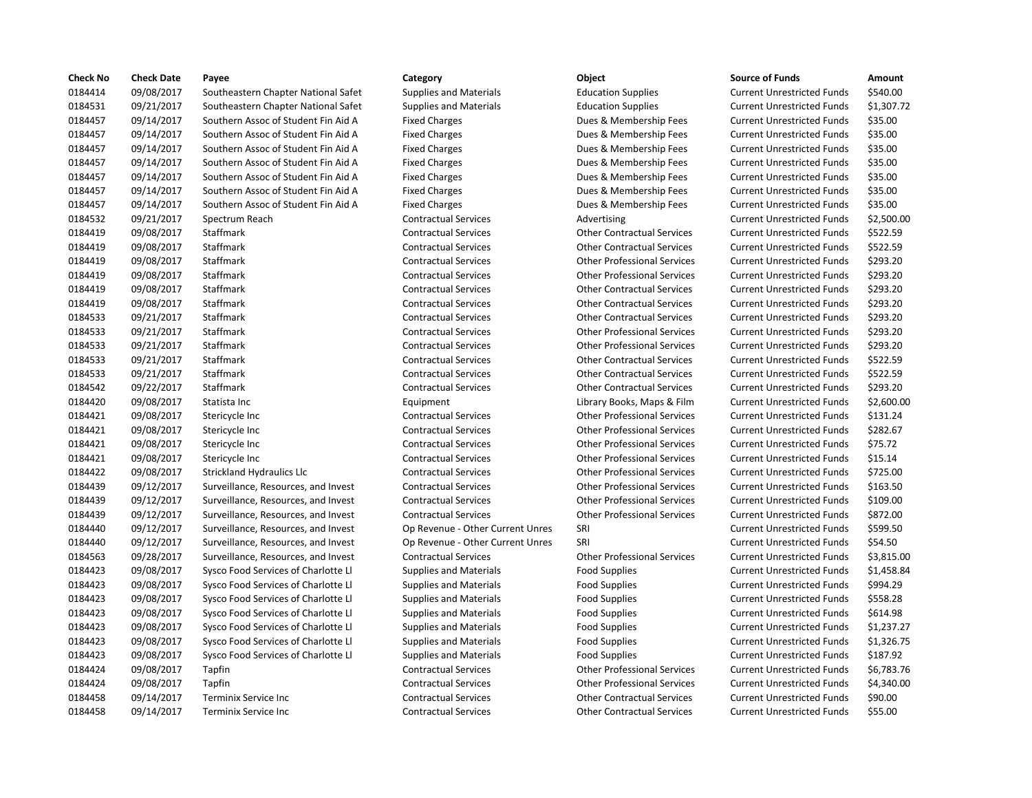| Check No | Check Date | Payee | Category | Object | Source of Funds | Amount |
|---|---|---|---|---|---|---|
| 0184414 | 09/08/2017 | Southeastern Chapter National Safet | Supplies and Materials | Education Supplies | Current Unrestricted Funds | $540.00 |
| 0184531 | 09/21/2017 | Southeastern Chapter National Safet | Supplies and Materials | Education Supplies | Current Unrestricted Funds | $1,307.72 |
| 0184457 | 09/14/2017 | Southern Assoc of Student Fin Aid A | Fixed Charges | Dues & Membership Fees | Current Unrestricted Funds | $35.00 |
| 0184457 | 09/14/2017 | Southern Assoc of Student Fin Aid A | Fixed Charges | Dues & Membership Fees | Current Unrestricted Funds | $35.00 |
| 0184457 | 09/14/2017 | Southern Assoc of Student Fin Aid A | Fixed Charges | Dues & Membership Fees | Current Unrestricted Funds | $35.00 |
| 0184457 | 09/14/2017 | Southern Assoc of Student Fin Aid A | Fixed Charges | Dues & Membership Fees | Current Unrestricted Funds | $35.00 |
| 0184457 | 09/14/2017 | Southern Assoc of Student Fin Aid A | Fixed Charges | Dues & Membership Fees | Current Unrestricted Funds | $35.00 |
| 0184457 | 09/14/2017 | Southern Assoc of Student Fin Aid A | Fixed Charges | Dues & Membership Fees | Current Unrestricted Funds | $35.00 |
| 0184457 | 09/14/2017 | Southern Assoc of Student Fin Aid A | Fixed Charges | Dues & Membership Fees | Current Unrestricted Funds | $35.00 |
| 0184532 | 09/21/2017 | Spectrum Reach | Contractual Services | Advertising | Current Unrestricted Funds | $2,500.00 |
| 0184419 | 09/08/2017 | Staffmark | Contractual Services | Other Contractual Services | Current Unrestricted Funds | $522.59 |
| 0184419 | 09/08/2017 | Staffmark | Contractual Services | Other Contractual Services | Current Unrestricted Funds | $522.59 |
| 0184419 | 09/08/2017 | Staffmark | Contractual Services | Other Professional Services | Current Unrestricted Funds | $293.20 |
| 0184419 | 09/08/2017 | Staffmark | Contractual Services | Other Professional Services | Current Unrestricted Funds | $293.20 |
| 0184419 | 09/08/2017 | Staffmark | Contractual Services | Other Contractual Services | Current Unrestricted Funds | $293.20 |
| 0184419 | 09/08/2017 | Staffmark | Contractual Services | Other Contractual Services | Current Unrestricted Funds | $293.20 |
| 0184533 | 09/21/2017 | Staffmark | Contractual Services | Other Contractual Services | Current Unrestricted Funds | $293.20 |
| 0184533 | 09/21/2017 | Staffmark | Contractual Services | Other Professional Services | Current Unrestricted Funds | $293.20 |
| 0184533 | 09/21/2017 | Staffmark | Contractual Services | Other Professional Services | Current Unrestricted Funds | $293.20 |
| 0184533 | 09/21/2017 | Staffmark | Contractual Services | Other Contractual Services | Current Unrestricted Funds | $522.59 |
| 0184533 | 09/21/2017 | Staffmark | Contractual Services | Other Contractual Services | Current Unrestricted Funds | $522.59 |
| 0184542 | 09/22/2017 | Staffmark | Contractual Services | Other Contractual Services | Current Unrestricted Funds | $293.20 |
| 0184420 | 09/08/2017 | Statista Inc | Equipment | Library Books, Maps & Film | Current Unrestricted Funds | $2,600.00 |
| 0184421 | 09/08/2017 | Stericycle Inc | Contractual Services | Other Professional Services | Current Unrestricted Funds | $131.24 |
| 0184421 | 09/08/2017 | Stericycle Inc | Contractual Services | Other Professional Services | Current Unrestricted Funds | $282.67 |
| 0184421 | 09/08/2017 | Stericycle Inc | Contractual Services | Other Professional Services | Current Unrestricted Funds | $75.72 |
| 0184421 | 09/08/2017 | Stericycle Inc | Contractual Services | Other Professional Services | Current Unrestricted Funds | $15.14 |
| 0184422 | 09/08/2017 | Strickland Hydraulics Llc | Contractual Services | Other Professional Services | Current Unrestricted Funds | $725.00 |
| 0184439 | 09/12/2017 | Surveillance, Resources, and Invest | Contractual Services | Other Professional Services | Current Unrestricted Funds | $163.50 |
| 0184439 | 09/12/2017 | Surveillance, Resources, and Invest | Contractual Services | Other Professional Services | Current Unrestricted Funds | $109.00 |
| 0184439 | 09/12/2017 | Surveillance, Resources, and Invest | Contractual Services | Other Professional Services | Current Unrestricted Funds | $872.00 |
| 0184440 | 09/12/2017 | Surveillance, Resources, and Invest | Op Revenue - Other Current Unres | SRI | Current Unrestricted Funds | $599.50 |
| 0184440 | 09/12/2017 | Surveillance, Resources, and Invest | Op Revenue - Other Current Unres | SRI | Current Unrestricted Funds | $54.50 |
| 0184563 | 09/28/2017 | Surveillance, Resources, and Invest | Contractual Services | Other Professional Services | Current Unrestricted Funds | $3,815.00 |
| 0184423 | 09/08/2017 | Sysco Food Services of Charlotte Ll | Supplies and Materials | Food Supplies | Current Unrestricted Funds | $1,458.84 |
| 0184423 | 09/08/2017 | Sysco Food Services of Charlotte Ll | Supplies and Materials | Food Supplies | Current Unrestricted Funds | $994.29 |
| 0184423 | 09/08/2017 | Sysco Food Services of Charlotte Ll | Supplies and Materials | Food Supplies | Current Unrestricted Funds | $558.28 |
| 0184423 | 09/08/2017 | Sysco Food Services of Charlotte Ll | Supplies and Materials | Food Supplies | Current Unrestricted Funds | $614.98 |
| 0184423 | 09/08/2017 | Sysco Food Services of Charlotte Ll | Supplies and Materials | Food Supplies | Current Unrestricted Funds | $1,237.27 |
| 0184423 | 09/08/2017 | Sysco Food Services of Charlotte Ll | Supplies and Materials | Food Supplies | Current Unrestricted Funds | $1,326.75 |
| 0184423 | 09/08/2017 | Sysco Food Services of Charlotte Ll | Supplies and Materials | Food Supplies | Current Unrestricted Funds | $187.92 |
| 0184424 | 09/08/2017 | Tapfin | Contractual Services | Other Professional Services | Current Unrestricted Funds | $6,783.76 |
| 0184424 | 09/08/2017 | Tapfin | Contractual Services | Other Professional Services | Current Unrestricted Funds | $4,340.00 |
| 0184458 | 09/14/2017 | Terminix Service Inc | Contractual Services | Other Contractual Services | Current Unrestricted Funds | $90.00 |
| 0184458 | 09/14/2017 | Terminix Service Inc | Contractual Services | Other Contractual Services | Current Unrestricted Funds | $55.00 |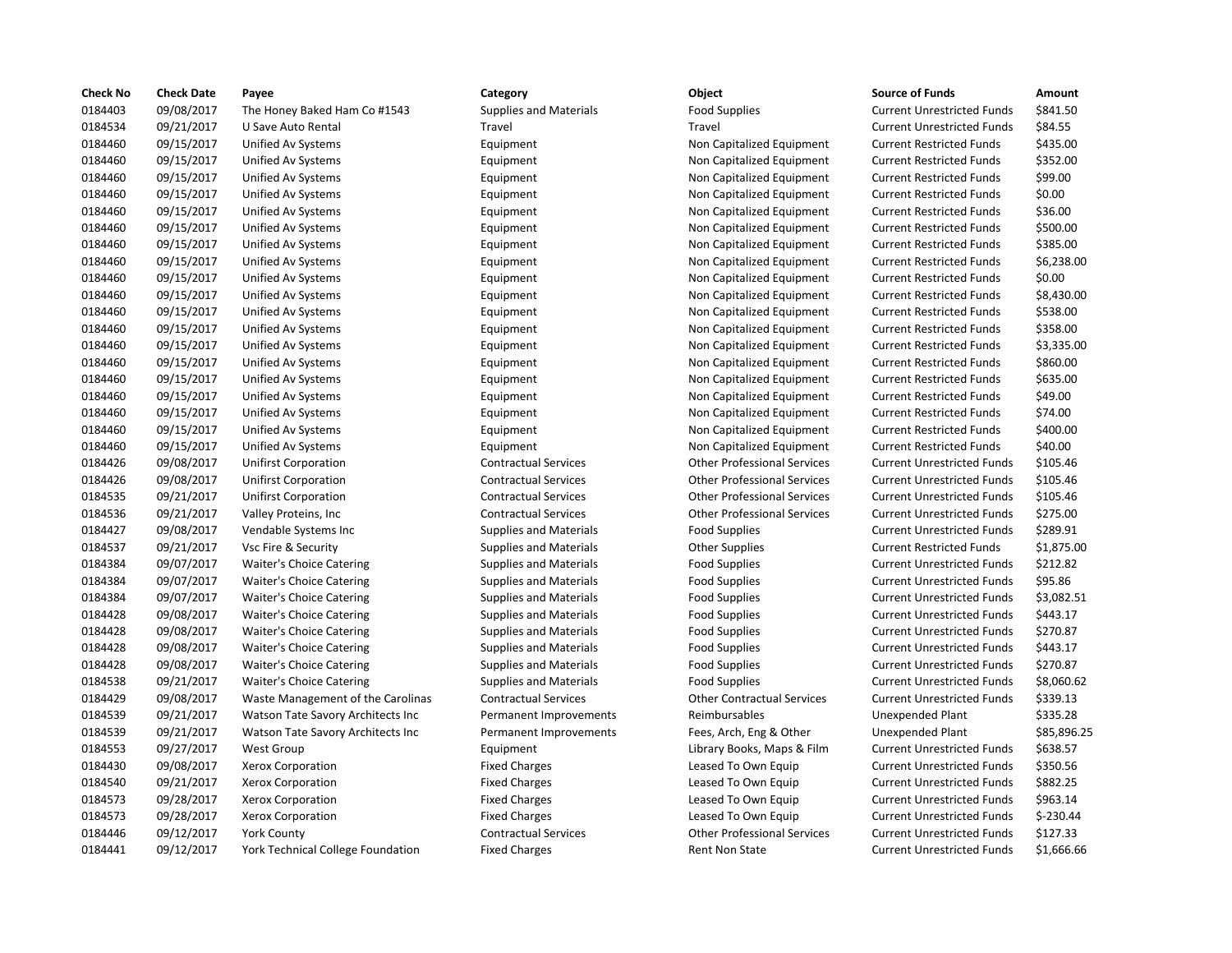| Check No | Check Date | Payee | Category | Object | Source of Funds | Amount |
|---|---|---|---|---|---|---|
| 0184403 | 09/08/2017 | The Honey Baked Ham Co #1543 | Supplies and Materials | Food Supplies | Current Unrestricted Funds | $841.50 |
| 0184534 | 09/21/2017 | U Save Auto Rental | Travel | Travel | Current Unrestricted Funds | $84.55 |
| 0184460 | 09/15/2017 | Unified Av Systems | Equipment | Non Capitalized Equipment | Current Restricted Funds | $435.00 |
| 0184460 | 09/15/2017 | Unified Av Systems | Equipment | Non Capitalized Equipment | Current Restricted Funds | $352.00 |
| 0184460 | 09/15/2017 | Unified Av Systems | Equipment | Non Capitalized Equipment | Current Restricted Funds | $99.00 |
| 0184460 | 09/15/2017 | Unified Av Systems | Equipment | Non Capitalized Equipment | Current Restricted Funds | $0.00 |
| 0184460 | 09/15/2017 | Unified Av Systems | Equipment | Non Capitalized Equipment | Current Restricted Funds | $36.00 |
| 0184460 | 09/15/2017 | Unified Av Systems | Equipment | Non Capitalized Equipment | Current Restricted Funds | $500.00 |
| 0184460 | 09/15/2017 | Unified Av Systems | Equipment | Non Capitalized Equipment | Current Restricted Funds | $385.00 |
| 0184460 | 09/15/2017 | Unified Av Systems | Equipment | Non Capitalized Equipment | Current Restricted Funds | $6,238.00 |
| 0184460 | 09/15/2017 | Unified Av Systems | Equipment | Non Capitalized Equipment | Current Restricted Funds | $0.00 |
| 0184460 | 09/15/2017 | Unified Av Systems | Equipment | Non Capitalized Equipment | Current Restricted Funds | $8,430.00 |
| 0184460 | 09/15/2017 | Unified Av Systems | Equipment | Non Capitalized Equipment | Current Restricted Funds | $538.00 |
| 0184460 | 09/15/2017 | Unified Av Systems | Equipment | Non Capitalized Equipment | Current Restricted Funds | $358.00 |
| 0184460 | 09/15/2017 | Unified Av Systems | Equipment | Non Capitalized Equipment | Current Restricted Funds | $3,335.00 |
| 0184460 | 09/15/2017 | Unified Av Systems | Equipment | Non Capitalized Equipment | Current Restricted Funds | $860.00 |
| 0184460 | 09/15/2017 | Unified Av Systems | Equipment | Non Capitalized Equipment | Current Restricted Funds | $635.00 |
| 0184460 | 09/15/2017 | Unified Av Systems | Equipment | Non Capitalized Equipment | Current Restricted Funds | $49.00 |
| 0184460 | 09/15/2017 | Unified Av Systems | Equipment | Non Capitalized Equipment | Current Restricted Funds | $74.00 |
| 0184460 | 09/15/2017 | Unified Av Systems | Equipment | Non Capitalized Equipment | Current Restricted Funds | $400.00 |
| 0184460 | 09/15/2017 | Unified Av Systems | Equipment | Non Capitalized Equipment | Current Restricted Funds | $40.00 |
| 0184426 | 09/08/2017 | Unifirst Corporation | Contractual Services | Other Professional Services | Current Unrestricted Funds | $105.46 |
| 0184426 | 09/08/2017 | Unifirst Corporation | Contractual Services | Other Professional Services | Current Unrestricted Funds | $105.46 |
| 0184535 | 09/21/2017 | Unifirst Corporation | Contractual Services | Other Professional Services | Current Unrestricted Funds | $105.46 |
| 0184536 | 09/21/2017 | Valley Proteins, Inc | Contractual Services | Other Professional Services | Current Unrestricted Funds | $275.00 |
| 0184427 | 09/08/2017 | Vendable Systems Inc | Supplies and Materials | Food Supplies | Current Unrestricted Funds | $289.91 |
| 0184537 | 09/21/2017 | Vsc Fire & Security | Supplies and Materials | Other Supplies | Current Restricted Funds | $1,875.00 |
| 0184384 | 09/07/2017 | Waiter's Choice Catering | Supplies and Materials | Food Supplies | Current Unrestricted Funds | $212.82 |
| 0184384 | 09/07/2017 | Waiter's Choice Catering | Supplies and Materials | Food Supplies | Current Unrestricted Funds | $95.86 |
| 0184384 | 09/07/2017 | Waiter's Choice Catering | Supplies and Materials | Food Supplies | Current Unrestricted Funds | $3,082.51 |
| 0184428 | 09/08/2017 | Waiter's Choice Catering | Supplies and Materials | Food Supplies | Current Unrestricted Funds | $443.17 |
| 0184428 | 09/08/2017 | Waiter's Choice Catering | Supplies and Materials | Food Supplies | Current Unrestricted Funds | $270.87 |
| 0184428 | 09/08/2017 | Waiter's Choice Catering | Supplies and Materials | Food Supplies | Current Unrestricted Funds | $443.17 |
| 0184428 | 09/08/2017 | Waiter's Choice Catering | Supplies and Materials | Food Supplies | Current Unrestricted Funds | $270.87 |
| 0184538 | 09/21/2017 | Waiter's Choice Catering | Supplies and Materials | Food Supplies | Current Unrestricted Funds | $8,060.62 |
| 0184429 | 09/08/2017 | Waste Management of the Carolinas | Contractual Services | Other Contractual Services | Current Unrestricted Funds | $339.13 |
| 0184539 | 09/21/2017 | Watson Tate Savory Architects Inc | Permanent Improvements | Reimbursables | Unexpended Plant | $335.28 |
| 0184539 | 09/21/2017 | Watson Tate Savory Architects Inc | Permanent Improvements | Fees, Arch, Eng & Other | Unexpended Plant | $85,896.25 |
| 0184553 | 09/27/2017 | West Group | Equipment | Library Books, Maps & Film | Current Unrestricted Funds | $638.57 |
| 0184430 | 09/08/2017 | Xerox Corporation | Fixed Charges | Leased To Own Equip | Current Unrestricted Funds | $350.56 |
| 0184540 | 09/21/2017 | Xerox Corporation | Fixed Charges | Leased To Own Equip | Current Unrestricted Funds | $882.25 |
| 0184573 | 09/28/2017 | Xerox Corporation | Fixed Charges | Leased To Own Equip | Current Unrestricted Funds | $963.14 |
| 0184573 | 09/28/2017 | Xerox Corporation | Fixed Charges | Leased To Own Equip | Current Unrestricted Funds | $-230.44 |
| 0184446 | 09/12/2017 | York County | Contractual Services | Other Professional Services | Current Unrestricted Funds | $127.33 |
| 0184441 | 09/12/2017 | York Technical College Foundation | Fixed Charges | Rent Non State | Current Unrestricted Funds | $1,666.66 |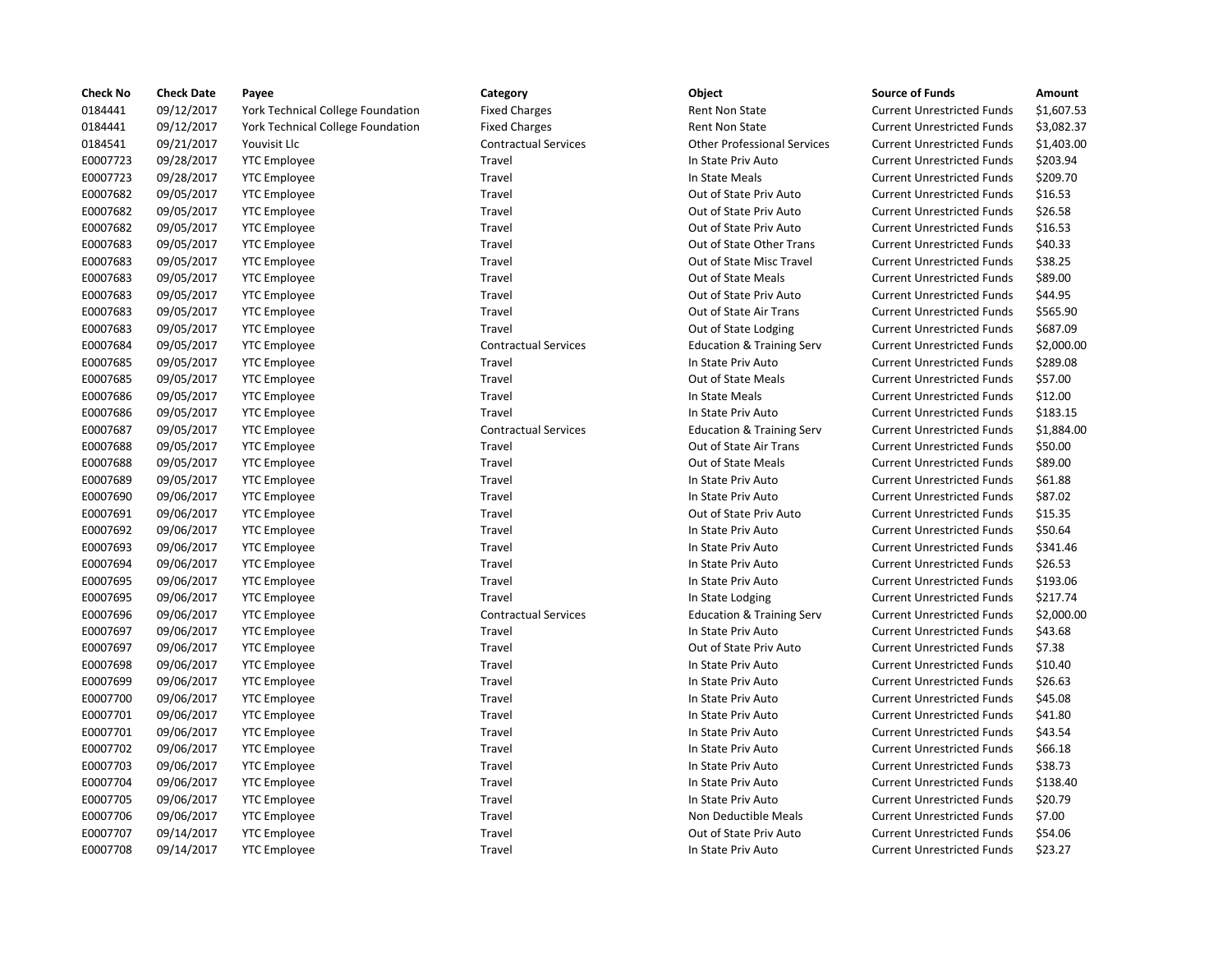| Check No | Check Date | Payee | Category | Object | Source of Funds | Amount |
|---|---|---|---|---|---|---|
| 0184441 | 09/12/2017 | York Technical College Foundation | Fixed Charges | Rent Non State | Current Unrestricted Funds | $1,607.53 |
| 0184441 | 09/12/2017 | York Technical College Foundation | Fixed Charges | Rent Non State | Current Unrestricted Funds | $3,082.37 |
| 0184541 | 09/21/2017 | Youvisit Llc | Contractual Services | Other Professional Services | Current Unrestricted Funds | $1,403.00 |
| E0007723 | 09/28/2017 | YTC Employee | Travel | In State Priv Auto | Current Unrestricted Funds | $203.94 |
| E0007723 | 09/28/2017 | YTC Employee | Travel | In State Meals | Current Unrestricted Funds | $209.70 |
| E0007682 | 09/05/2017 | YTC Employee | Travel | Out of State Priv Auto | Current Unrestricted Funds | $16.53 |
| E0007682 | 09/05/2017 | YTC Employee | Travel | Out of State Priv Auto | Current Unrestricted Funds | $26.58 |
| E0007682 | 09/05/2017 | YTC Employee | Travel | Out of State Priv Auto | Current Unrestricted Funds | $16.53 |
| E0007683 | 09/05/2017 | YTC Employee | Travel | Out of State Other Trans | Current Unrestricted Funds | $40.33 |
| E0007683 | 09/05/2017 | YTC Employee | Travel | Out of State Misc Travel | Current Unrestricted Funds | $38.25 |
| E0007683 | 09/05/2017 | YTC Employee | Travel | Out of State Meals | Current Unrestricted Funds | $89.00 |
| E0007683 | 09/05/2017 | YTC Employee | Travel | Out of State Priv Auto | Current Unrestricted Funds | $44.95 |
| E0007683 | 09/05/2017 | YTC Employee | Travel | Out of State Air Trans | Current Unrestricted Funds | $565.90 |
| E0007683 | 09/05/2017 | YTC Employee | Travel | Out of State Lodging | Current Unrestricted Funds | $687.09 |
| E0007684 | 09/05/2017 | YTC Employee | Contractual Services | Education & Training Serv | Current Unrestricted Funds | $2,000.00 |
| E0007685 | 09/05/2017 | YTC Employee | Travel | In State Priv Auto | Current Unrestricted Funds | $289.08 |
| E0007685 | 09/05/2017 | YTC Employee | Travel | Out of State Meals | Current Unrestricted Funds | $57.00 |
| E0007686 | 09/05/2017 | YTC Employee | Travel | In State Meals | Current Unrestricted Funds | $12.00 |
| E0007686 | 09/05/2017 | YTC Employee | Travel | In State Priv Auto | Current Unrestricted Funds | $183.15 |
| E0007687 | 09/05/2017 | YTC Employee | Contractual Services | Education & Training Serv | Current Unrestricted Funds | $1,884.00 |
| E0007688 | 09/05/2017 | YTC Employee | Travel | Out of State Air Trans | Current Unrestricted Funds | $50.00 |
| E0007688 | 09/05/2017 | YTC Employee | Travel | Out of State Meals | Current Unrestricted Funds | $89.00 |
| E0007689 | 09/05/2017 | YTC Employee | Travel | In State Priv Auto | Current Unrestricted Funds | $61.88 |
| E0007690 | 09/06/2017 | YTC Employee | Travel | In State Priv Auto | Current Unrestricted Funds | $87.02 |
| E0007691 | 09/06/2017 | YTC Employee | Travel | Out of State Priv Auto | Current Unrestricted Funds | $15.35 |
| E0007692 | 09/06/2017 | YTC Employee | Travel | In State Priv Auto | Current Unrestricted Funds | $50.64 |
| E0007693 | 09/06/2017 | YTC Employee | Travel | In State Priv Auto | Current Unrestricted Funds | $341.46 |
| E0007694 | 09/06/2017 | YTC Employee | Travel | In State Priv Auto | Current Unrestricted Funds | $26.53 |
| E0007695 | 09/06/2017 | YTC Employee | Travel | In State Priv Auto | Current Unrestricted Funds | $193.06 |
| E0007695 | 09/06/2017 | YTC Employee | Travel | In State Lodging | Current Unrestricted Funds | $217.74 |
| E0007696 | 09/06/2017 | YTC Employee | Contractual Services | Education & Training Serv | Current Unrestricted Funds | $2,000.00 |
| E0007697 | 09/06/2017 | YTC Employee | Travel | In State Priv Auto | Current Unrestricted Funds | $43.68 |
| E0007697 | 09/06/2017 | YTC Employee | Travel | Out of State Priv Auto | Current Unrestricted Funds | $7.38 |
| E0007698 | 09/06/2017 | YTC Employee | Travel | In State Priv Auto | Current Unrestricted Funds | $10.40 |
| E0007699 | 09/06/2017 | YTC Employee | Travel | In State Priv Auto | Current Unrestricted Funds | $26.63 |
| E0007700 | 09/06/2017 | YTC Employee | Travel | In State Priv Auto | Current Unrestricted Funds | $45.08 |
| E0007701 | 09/06/2017 | YTC Employee | Travel | In State Priv Auto | Current Unrestricted Funds | $41.80 |
| E0007701 | 09/06/2017 | YTC Employee | Travel | In State Priv Auto | Current Unrestricted Funds | $43.54 |
| E0007702 | 09/06/2017 | YTC Employee | Travel | In State Priv Auto | Current Unrestricted Funds | $66.18 |
| E0007703 | 09/06/2017 | YTC Employee | Travel | In State Priv Auto | Current Unrestricted Funds | $38.73 |
| E0007704 | 09/06/2017 | YTC Employee | Travel | In State Priv Auto | Current Unrestricted Funds | $138.40 |
| E0007705 | 09/06/2017 | YTC Employee | Travel | In State Priv Auto | Current Unrestricted Funds | $20.79 |
| E0007706 | 09/06/2017 | YTC Employee | Travel | Non Deductible Meals | Current Unrestricted Funds | $7.00 |
| E0007707 | 09/14/2017 | YTC Employee | Travel | Out of State Priv Auto | Current Unrestricted Funds | $54.06 |
| E0007708 | 09/14/2017 | YTC Employee | Travel | In State Priv Auto | Current Unrestricted Funds | $23.27 |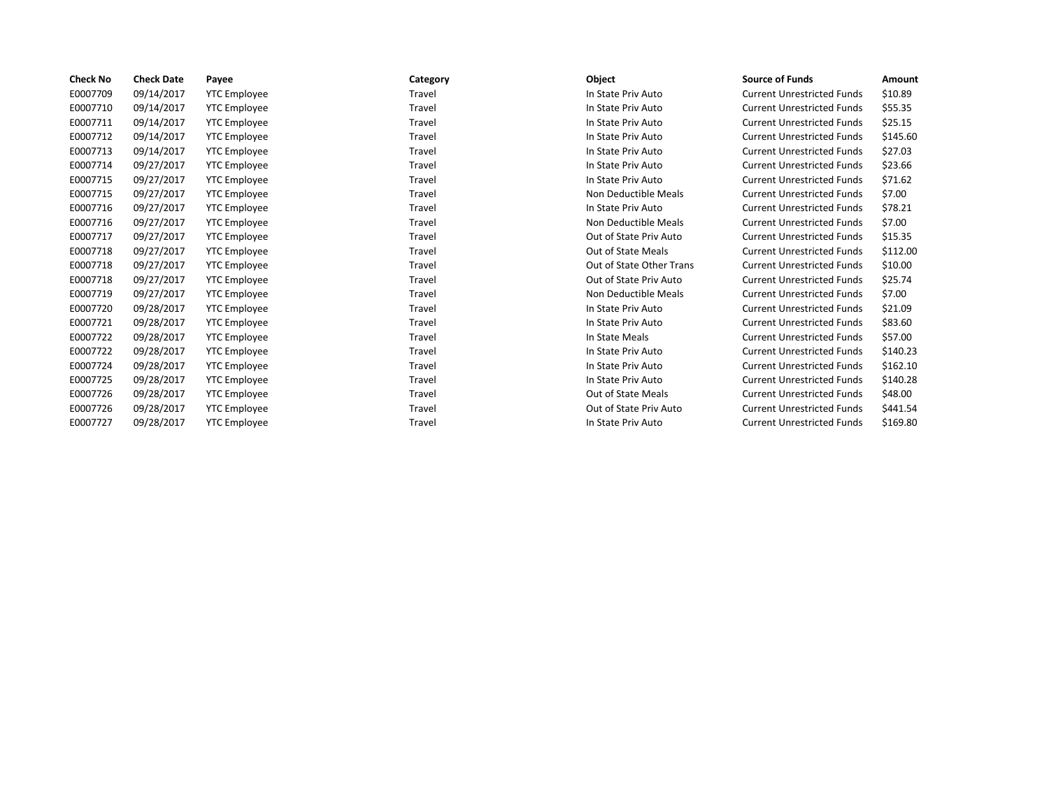| Check No | Check Date | Payee | Category | Object | Source of Funds | Amount |
| --- | --- | --- | --- | --- | --- | --- |
| E0007709 | 09/14/2017 | YTC Employee | Travel | In State Priv Auto | Current Unrestricted Funds | $10.89 |
| E0007710 | 09/14/2017 | YTC Employee | Travel | In State Priv Auto | Current Unrestricted Funds | $55.35 |
| E0007711 | 09/14/2017 | YTC Employee | Travel | In State Priv Auto | Current Unrestricted Funds | $25.15 |
| E0007712 | 09/14/2017 | YTC Employee | Travel | In State Priv Auto | Current Unrestricted Funds | $145.60 |
| E0007713 | 09/14/2017 | YTC Employee | Travel | In State Priv Auto | Current Unrestricted Funds | $27.03 |
| E0007714 | 09/27/2017 | YTC Employee | Travel | In State Priv Auto | Current Unrestricted Funds | $23.66 |
| E0007715 | 09/27/2017 | YTC Employee | Travel | In State Priv Auto | Current Unrestricted Funds | $71.62 |
| E0007715 | 09/27/2017 | YTC Employee | Travel | Non Deductible Meals | Current Unrestricted Funds | $7.00 |
| E0007716 | 09/27/2017 | YTC Employee | Travel | In State Priv Auto | Current Unrestricted Funds | $78.21 |
| E0007716 | 09/27/2017 | YTC Employee | Travel | Non Deductible Meals | Current Unrestricted Funds | $7.00 |
| E0007717 | 09/27/2017 | YTC Employee | Travel | Out of State Priv Auto | Current Unrestricted Funds | $15.35 |
| E0007718 | 09/27/2017 | YTC Employee | Travel | Out of State Meals | Current Unrestricted Funds | $112.00 |
| E0007718 | 09/27/2017 | YTC Employee | Travel | Out of State Other Trans | Current Unrestricted Funds | $10.00 |
| E0007718 | 09/27/2017 | YTC Employee | Travel | Out of State Priv Auto | Current Unrestricted Funds | $25.74 |
| E0007719 | 09/27/2017 | YTC Employee | Travel | Non Deductible Meals | Current Unrestricted Funds | $7.00 |
| E0007720 | 09/28/2017 | YTC Employee | Travel | In State Priv Auto | Current Unrestricted Funds | $21.09 |
| E0007721 | 09/28/2017 | YTC Employee | Travel | In State Priv Auto | Current Unrestricted Funds | $83.60 |
| E0007722 | 09/28/2017 | YTC Employee | Travel | In State Meals | Current Unrestricted Funds | $57.00 |
| E0007722 | 09/28/2017 | YTC Employee | Travel | In State Priv Auto | Current Unrestricted Funds | $140.23 |
| E0007724 | 09/28/2017 | YTC Employee | Travel | In State Priv Auto | Current Unrestricted Funds | $162.10 |
| E0007725 | 09/28/2017 | YTC Employee | Travel | In State Priv Auto | Current Unrestricted Funds | $140.28 |
| E0007726 | 09/28/2017 | YTC Employee | Travel | Out of State Meals | Current Unrestricted Funds | $48.00 |
| E0007726 | 09/28/2017 | YTC Employee | Travel | Out of State Priv Auto | Current Unrestricted Funds | $441.54 |
| E0007727 | 09/28/2017 | YTC Employee | Travel | In State Priv Auto | Current Unrestricted Funds | $169.80 |